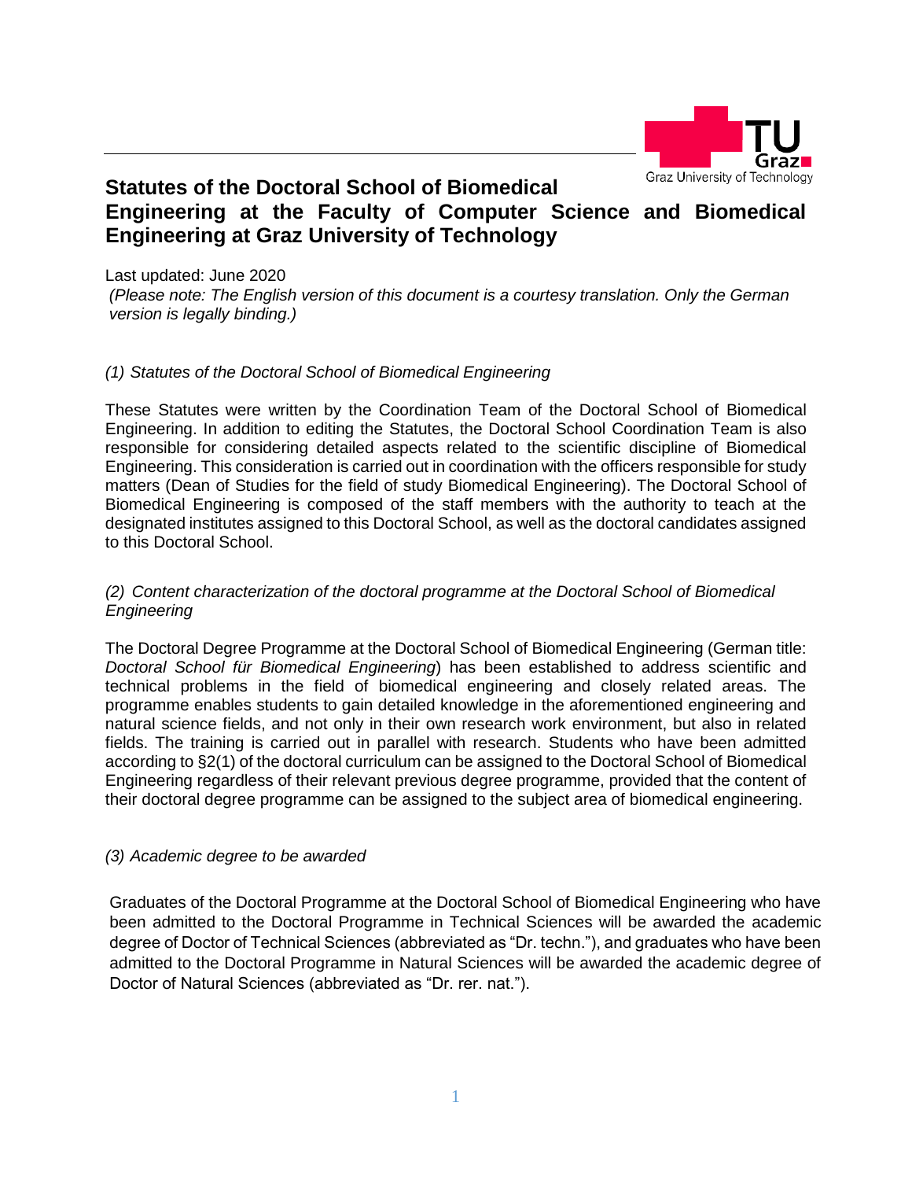# Statutes of the Doctoral School of Biomedical Engineering at the Faculty of Computer Science and Biomedical Engineering at Graz University of Technology

Last updated: June 2020

*(Please note: The English version of this document is a courtesy translation. Only the German version is legally binding.)*

*(1) Statutes of the Doctoral School of Biomedical Engineering*

These Statutes were written by the Coordination Team of the Doctoral School of Biomedical Engineering. In addition to editing the Statutes, the Doctoral School Coordination Team is also responsible for considering detailed aspects related to the scientific discipline of Biomedical Engineering. This consideration is carried out in coordination with the officers responsible for study matters (Dean of Studies for the field of study Biomedical Engineering). The Doctoral School of Biomedical Engineering is composed of the staff members with the authority to teach at the designated institutes assigned to this Doctoral School, as well as the doctoral candidates assigned to this Doctoral School.

*(2) Content characterization of the doctoral programme at the Doctoral School of Biomedical Engineering*

The Doctoral Degree Programme at the Doctoral School of Biomedical Engineering (German title: *Doctoral School für Biomedical Engineering*) has been established to address scientific and technical problems in the field of biomedical engineering and closely related areas. The programme enables students to gain detailed knowledge in the aforementioned engineering and natural science fields, and not only in their own research work environment, but also in related fields. The training is carried out in parallel with research. Students who have been admitted according to §2(1) of the doctoral curriculum can be assigned to the Doctoral School of Biomedical Engineering regardless of their relevant previous degree programme, provided that the content of their doctoral degree programme can be assigned to the subject area of biomedical engineering.

*(3) Academic degree to be awarded*

Graduates of the Doctoral Programme at the Doctoral School of Biomedical Engineering who have been admitted to the Doctoral Programme in Technical Sciences will be awarded the academic degree of Doctor of Technical Sciences (abbreviated as "Dr. techn."), and graduates who have been admitted to the Doctoral Programme in Natural Sciences will be awarded the academic degree of Doctor of Natural Sciences (abbreviated as "Dr. rer. nat.").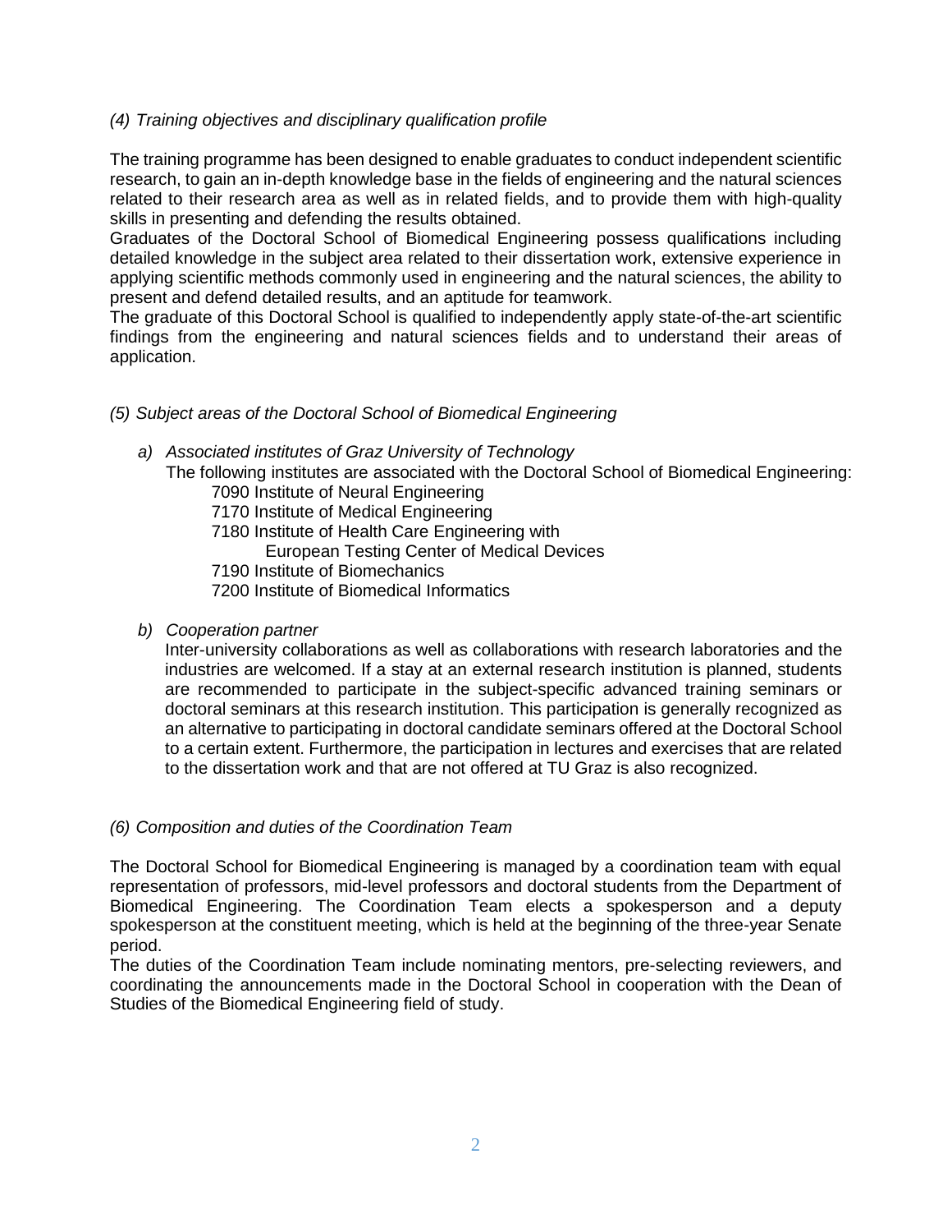*(4) Training objectives and disciplinary qualification profile*

The training programme has been designed to enable graduates to conduct independent scientific research, to gain an in-depth knowledge base in the fields of engineering and the natural sciences related to their research area as well as in related fields, and to provide them with high-quality skills in presenting and defending the results obtained.

Graduates of the Doctoral School of Biomedical Engineering possess qualifications including detailed knowledge in the subject area related to their dissertation work, extensive experience in applying scientific methods commonly used in engineering and the natural sciences, the ability to present and defend detailed results, and an aptitude for teamwork.

The graduate of this Doctoral School is qualified to independently apply state-of-the-art scientific findings from the engineering and natural sciences fields and to understand their areas of application.

*(5) Subject areas of the Doctoral School of Biomedical Engineering*

a) *Associated institutes of Graz University of Technology*

   The following institutes are associated with the Doctoral School of Biomedical Engineering:

   7090 Institute of Neural Engineering
   7170 Institute of Medical Engineering
   7180 Institute of Health Care Engineering with
   European Testing Center of Medical Devices
   7190 Institute of Biomechanics
   7200 Institute of Biomedical Informatics

b) *Cooperation partner*

   Inter-university collaborations as well as collaborations with research laboratories and the industries are welcomed. If a stay at an external research institution is planned, students are recommended to participate in the subject-specific advanced training seminars or doctoral seminars at this research institution. This participation is generally recognized as an alternative to participating in doctoral candidate seminars offered at the Doctoral School to a certain extent. Furthermore, the participation in lectures and exercises that are related to the dissertation work and that are not offered at TU Graz is also recognized.

*(6) Composition and duties of the Coordination Team*

The Doctoral School for Biomedical Engineering is managed by a coordination team with equal representation of professors, mid-level professors and doctoral students from the Department of Biomedical Engineering. The Coordination Team elects a spokesperson and a deputy spokesperson at the constituent meeting, which is held at the beginning of the three-year Senate period.

The duties of the Coordination Team include nominating mentors, pre-selecting reviewers, and coordinating the announcements made in the Doctoral School in cooperation with the Dean of Studies of the Biomedical Engineering field of study.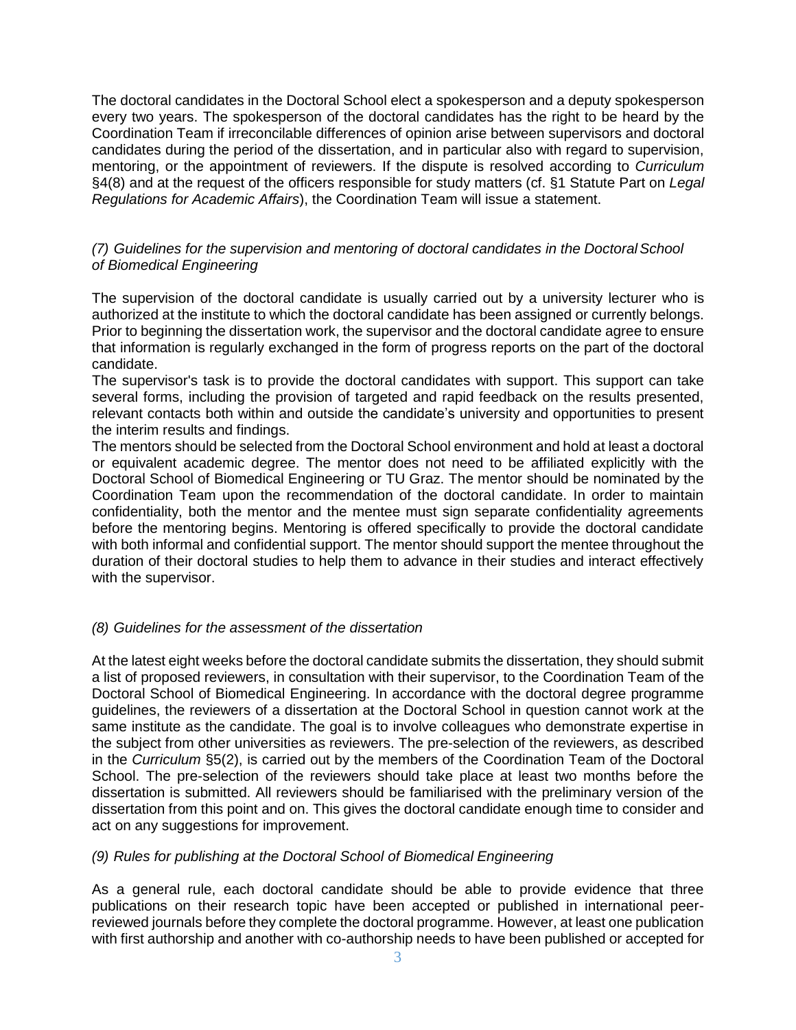The doctoral candidates in the Doctoral School elect a spokesperson and a deputy spokesperson every two years. The spokesperson of the doctoral candidates has the right to be heard by the Coordination Team if irreconcilable differences of opinion arise between supervisors and doctoral candidates during the period of the dissertation, and in particular also with regard to supervision, mentoring, or the appointment of reviewers. If the dispute is resolved according to *Curriculum* §4(8) and at the request of the officers responsible for study matters (cf. §1 Statute Part on *Legal Regulations for Academic Affairs*), the Coordination Team will issue a statement.

*(7) Guidelines for the supervision and mentoring of doctoral candidates in the Doctoral School of Biomedical Engineering*

The supervision of the doctoral candidate is usually carried out by a university lecturer who is authorized at the institute to which the doctoral candidate has been assigned or currently belongs. Prior to beginning the dissertation work, the supervisor and the doctoral candidate agree to ensure that information is regularly exchanged in the form of progress reports on the part of the doctoral candidate.

The supervisor's task is to provide the doctoral candidates with support. This support can take several forms, including the provision of targeted and rapid feedback on the results presented, relevant contacts both within and outside the candidate's university and opportunities to present the interim results and findings.

The mentors should be selected from the Doctoral School environment and hold at least a doctoral or equivalent academic degree. The mentor does not need to be affiliated explicitly with the Doctoral School of Biomedical Engineering or TU Graz. The mentor should be nominated by the Coordination Team upon the recommendation of the doctoral candidate. In order to maintain confidentiality, both the mentor and the mentee must sign separate confidentiality agreements before the mentoring begins. Mentoring is offered specifically to provide the doctoral candidate with both informal and confidential support. The mentor should support the mentee throughout the duration of their doctoral studies to help them to advance in their studies and interact effectively with the supervisor.

*(8) Guidelines for the assessment of the dissertation*

At the latest eight weeks before the doctoral candidate submits the dissertation, they should submit a list of proposed reviewers, in consultation with their supervisor, to the Coordination Team of the Doctoral School of Biomedical Engineering. In accordance with the doctoral degree programme guidelines, the reviewers of a dissertation at the Doctoral School in question cannot work at the same institute as the candidate. The goal is to involve colleagues who demonstrate expertise in the subject from other universities as reviewers. The pre-selection of the reviewers, as described in the *Curriculum* §5(2), is carried out by the members of the Coordination Team of the Doctoral School. The pre-selection of the reviewers should take place at least two months before the dissertation is submitted. All reviewers should be familiarised with the preliminary version of the dissertation from this point and on. This gives the doctoral candidate enough time to consider and act on any suggestions for improvement.

*(9) Rules for publishing at the Doctoral School of Biomedical Engineering*

As a general rule, each doctoral candidate should be able to provide evidence that three publications on their research topic have been accepted or published in international peer-reviewed journals before they complete the doctoral programme. However, at least one publication with first authorship and another with co-authorship needs to have been published or accepted for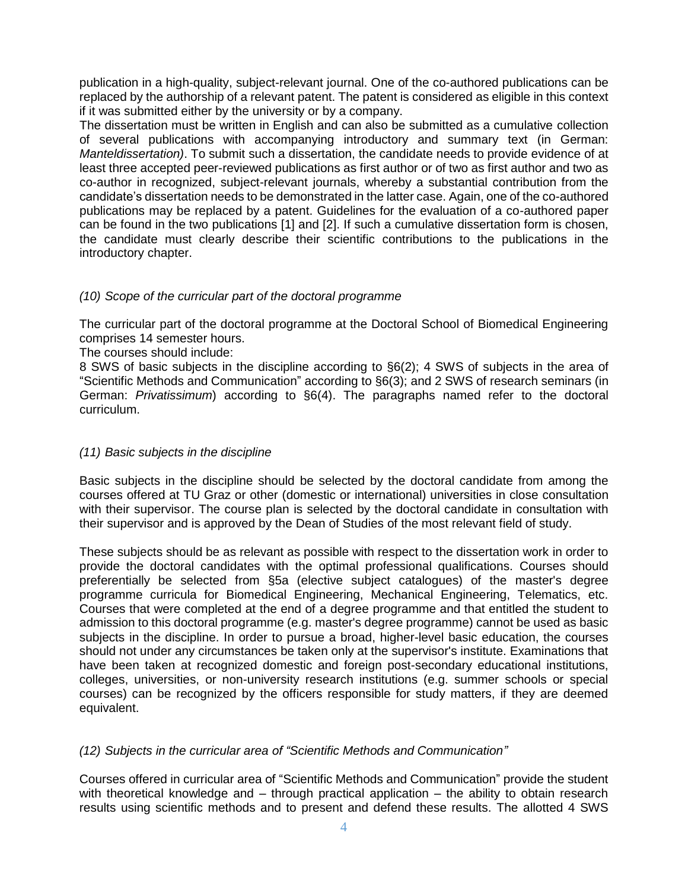publication in a high-quality, subject-relevant journal. One of the co-authored publications can be replaced by the authorship of a relevant patent. The patent is considered as eligible in this context if it was submitted either by the university or by a company.

The dissertation must be written in English and can also be submitted as a cumulative collection of several publications with accompanying introductory and summary text (in German: *Manteldissertation)*. To submit such a dissertation, the candidate needs to provide evidence of at least three accepted peer-reviewed publications as first author or of two as first author and two as co-author in recognized, subject-relevant journals, whereby a substantial contribution from the candidate's dissertation needs to be demonstrated in the latter case. Again, one of the co-authored publications may be replaced by a patent. Guidelines for the evaluation of a co-authored paper can be found in the two publications [1] and [2]. If such a cumulative dissertation form is chosen, the candidate must clearly describe their scientific contributions to the publications in the introductory chapter.

### *(10) Scope of the curricular part of the doctoral programme*

The curricular part of the doctoral programme at the Doctoral School of Biomedical Engineering comprises 14 semester hours.

The courses should include:

8 SWS of basic subjects in the discipline according to §6(2); 4 SWS of subjects in the area of "Scientific Methods and Communication" according to §6(3); and 2 SWS of research seminars (in German: *Privatissimum*) according to §6(4). The paragraphs named refer to the doctoral curriculum.

### *(11) Basic subjects in the discipline*

Basic subjects in the discipline should be selected by the doctoral candidate from among the courses offered at TU Graz or other (domestic or international) universities in close consultation with their supervisor. The course plan is selected by the doctoral candidate in consultation with their supervisor and is approved by the Dean of Studies of the most relevant field of study.

These subjects should be as relevant as possible with respect to the dissertation work in order to provide the doctoral candidates with the optimal professional qualifications. Courses should preferentially be selected from §5a (elective subject catalogues) of the master's degree programme curricula for Biomedical Engineering, Mechanical Engineering, Telematics, etc. Courses that were completed at the end of a degree programme and that entitled the student to admission to this doctoral programme (e.g. master's degree programme) cannot be used as basic subjects in the discipline. In order to pursue a broad, higher-level basic education, the courses should not under any circumstances be taken only at the supervisor's institute. Examinations that have been taken at recognized domestic and foreign post-secondary educational institutions, colleges, universities, or non-university research institutions (e.g. summer schools or special courses) can be recognized by the officers responsible for study matters, if they are deemed equivalent.

### *(12) Subjects in the curricular area of "Scientific Methods and Communication"*

Courses offered in curricular area of "Scientific Methods and Communication" provide the student with theoretical knowledge and – through practical application – the ability to obtain research results using scientific methods and to present and defend these results. The allotted 4 SWS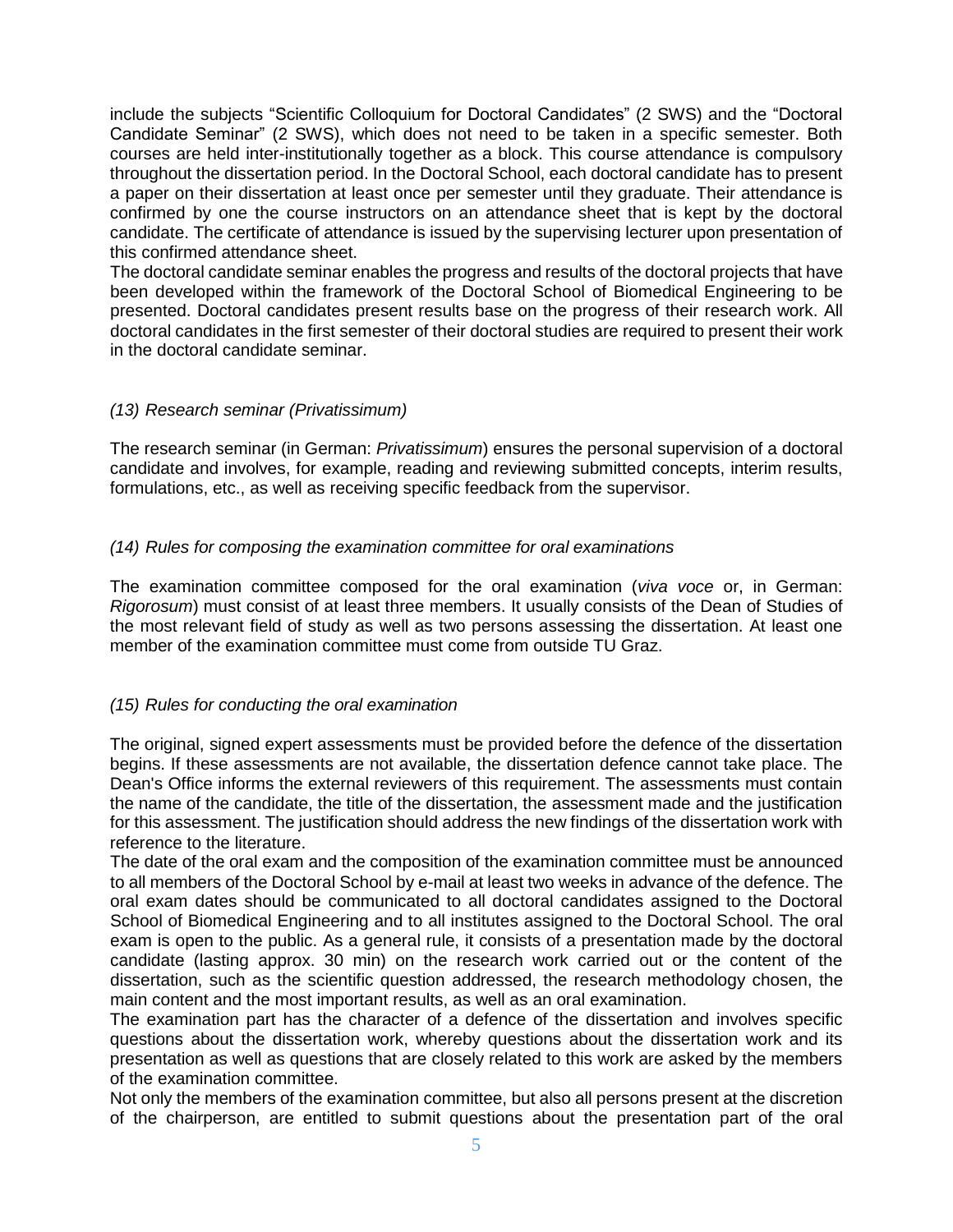include the subjects “Scientific Colloquium for Doctoral Candidates” (2 SWS) and the “Doctoral Candidate Seminar” (2 SWS), which does not need to be taken in a specific semester. Both courses are held inter-institutionally together as a block. This course attendance is compulsory throughout the dissertation period. In the Doctoral School, each doctoral candidate has to present a paper on their dissertation at least once per semester until they graduate. Their attendance is confirmed by one the course instructors on an attendance sheet that is kept by the doctoral candidate. The certificate of attendance is issued by the supervising lecturer upon presentation of this confirmed attendance sheet.
The doctoral candidate seminar enables the progress and results of the doctoral projects that have been developed within the framework of the Doctoral School of Biomedical Engineering to be presented. Doctoral candidates present results base on the progress of their research work. All doctoral candidates in the first semester of their doctoral studies are required to present their work in the doctoral candidate seminar.

*(13) Research seminar (Privatissimum)*

The research seminar (in German: *Privatissimum*) ensures the personal supervision of a doctoral candidate and involves, for example, reading and reviewing submitted concepts, interim results, formulations, etc., as well as receiving specific feedback from the supervisor.

*(14) Rules for composing the examination committee for oral examinations*

The examination committee composed for the oral examination (*viva voce* or, in German: *Rigorosum*) must consist of at least three members. It usually consists of the Dean of Studies of the most relevant field of study as well as two persons assessing the dissertation. At least one member of the examination committee must come from outside TU Graz.

*(15) Rules for conducting the oral examination*

The original, signed expert assessments must be provided before the defence of the dissertation begins. If these assessments are not available, the dissertation defence cannot take place. The Dean's Office informs the external reviewers of this requirement. The assessments must contain the name of the candidate, the title of the dissertation, the assessment made and the justification for this assessment. The justification should address the new findings of the dissertation work with reference to the literature.
The date of the oral exam and the composition of the examination committee must be announced to all members of the Doctoral School by e-mail at least two weeks in advance of the defence. The oral exam dates should be communicated to all doctoral candidates assigned to the Doctoral School of Biomedical Engineering and to all institutes assigned to the Doctoral School. The oral exam is open to the public. As a general rule, it consists of a presentation made by the doctoral candidate (lasting approx. 30 min) on the research work carried out or the content of the dissertation, such as the scientific question addressed, the research methodology chosen, the main content and the most important results, as well as an oral examination.
The examination part has the character of a defence of the dissertation and involves specific questions about the dissertation work, whereby questions about the dissertation work and its presentation as well as questions that are closely related to this work are asked by the members of the examination committee.
Not only the members of the examination committee, but also all persons present at the discretion of the chairperson, are entitled to submit questions about the presentation part of the oral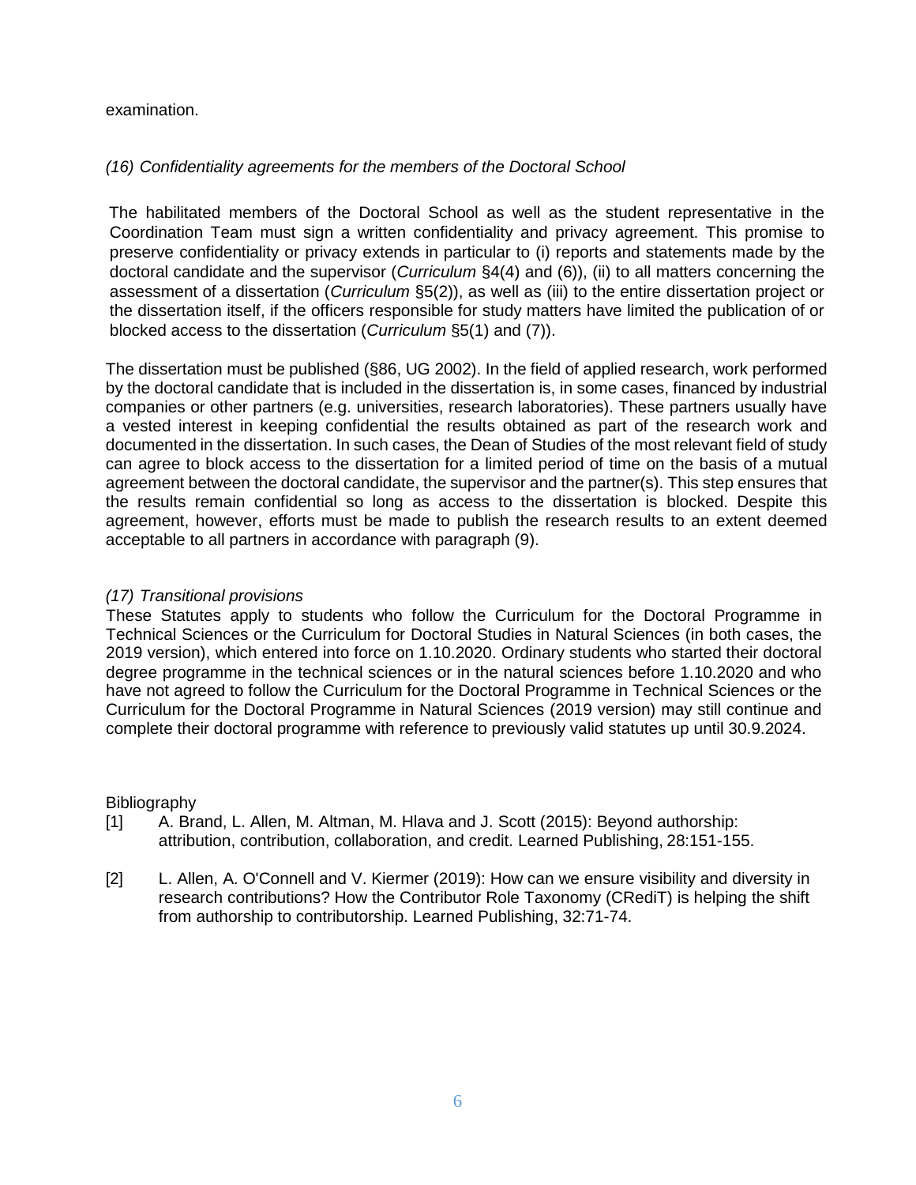examination.

*(16) Confidentiality agreements for the members of the Doctoral School*

The habilitated members of the Doctoral School as well as the student representative in the Coordination Team must sign a written confidentiality and privacy agreement. This promise to preserve confidentiality or privacy extends in particular to (i) reports and statements made by the doctoral candidate and the supervisor (*Curriculum* §4(4) and (6)), (ii) to all matters concerning the assessment of a dissertation (*Curriculum* §5(2)), as well as (iii) to the entire dissertation project or the dissertation itself, if the officers responsible for study matters have limited the publication of or blocked access to the dissertation (*Curriculum* §5(1) and (7)).

The dissertation must be published (§86, UG 2002). In the field of applied research, work performed by the doctoral candidate that is included in the dissertation is, in some cases, financed by industrial companies or other partners (e.g. universities, research laboratories). These partners usually have a vested interest in keeping confidential the results obtained as part of the research work and documented in the dissertation. In such cases, the Dean of Studies of the most relevant field of study can agree to block access to the dissertation for a limited period of time on the basis of a mutual agreement between the doctoral candidate, the supervisor and the partner(s). This step ensures that the results remain confidential so long as access to the dissertation is blocked. Despite this agreement, however, efforts must be made to publish the research results to an extent deemed acceptable to all partners in accordance with paragraph (9).

*(17) Transitional provisions*

These Statutes apply to students who follow the Curriculum for the Doctoral Programme in Technical Sciences or the Curriculum for Doctoral Studies in Natural Sciences (in both cases, the 2019 version), which entered into force on 1.10.2020. Ordinary students who started their doctoral degree programme in the technical sciences or in the natural sciences before 1.10.2020 and who have not agreed to follow the Curriculum for the Doctoral Programme in Technical Sciences or the Curriculum for the Doctoral Programme in Natural Sciences (2019 version) may still continue and complete their doctoral programme with reference to previously valid statutes up until 30.9.2024.

Bibliography

[1] A. Brand, L. Allen, M. Altman, M. Hlava and J. Scott (2015): Beyond authorship: attribution, contribution, collaboration, and credit. Learned Publishing, 28:151-155.

[2] L. Allen, A. O'Connell and V. Kiermer (2019): How can we ensure visibility and diversity in research contributions? How the Contributor Role Taxonomy (CRediT) is helping the shift from authorship to contributorship. Learned Publishing, 32:71-74.